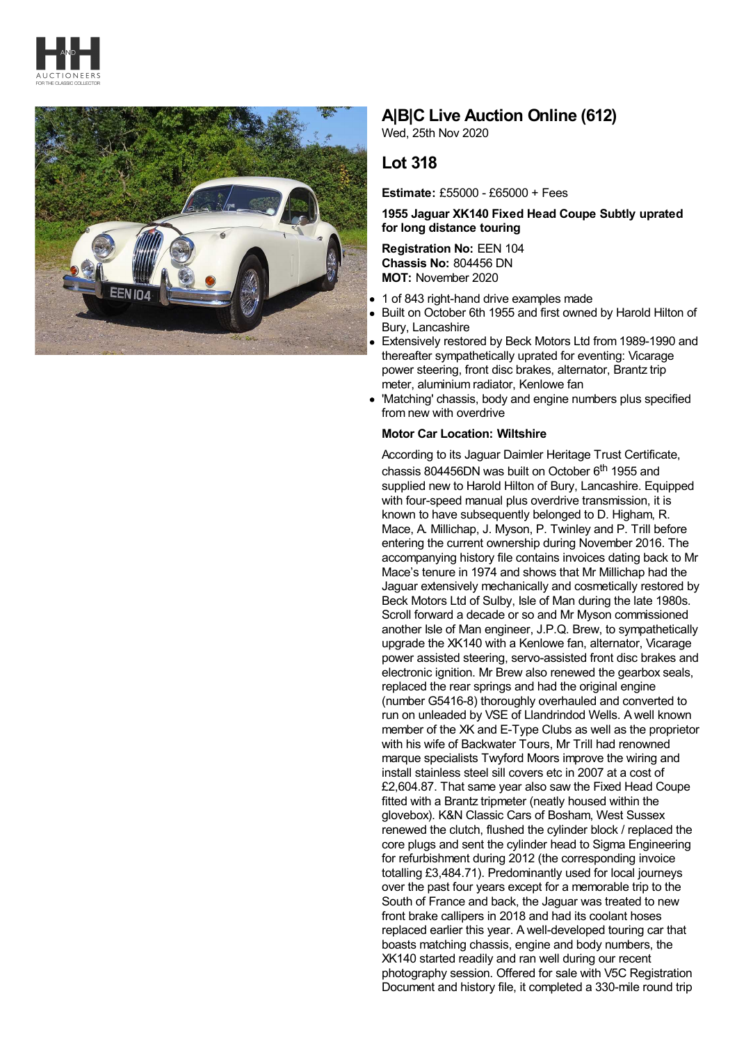# A|B|C Live Auction Online (612)

Wed, 25th Nov 2020

## Lot 318

**Estimate:** £55000 - £65000 + Fees

**1955 Jaguar XK140 Fixed Head Coupe Subtly uprated for long distance touring**

**Registration No:** EEN 104
**Chassis No:** 804456 DN
**MOT:** November 2020

- 1 of 843 right-hand drive examples made
- Built on October 6th 1955 and first owned by Harold Hilton of Bury, Lancashire
- Extensively restored by Beck Motors Ltd from 1989-1990 and thereafter sympathetically uprated for eventing: Vicarage power steering, front disc brakes, alternator, Brantz trip meter, aluminium radiator, Kenlowe fan
- 'Matching' chassis, body and engine numbers plus specified from new with overdrive

**Motor Car Location: Wiltshire**

According to its Jaguar Daimler Heritage Trust Certificate, chassis 804456DN was built on October 6th 1955 and supplied new to Harold Hilton of Bury, Lancashire. Equipped with four-speed manual plus overdrive transmission, it is known to have subsequently belonged to D. Higham, R. Mace, A. Millichap, J. Myson, P. Twinley and P. Trill before entering the current ownership during November 2016. The accompanying history file contains invoices dating back to Mr Mace's tenure in 1974 and shows that Mr Millichap had the Jaguar extensively mechanically and cosmetically restored by Beck Motors Ltd of Sulby, Isle of Man during the late 1980s. Scroll forward a decade or so and Mr Myson commissioned another Isle of Man engineer, J.P.Q. Brew, to sympathetically upgrade the XK140 with a Kenlowe fan, alternator, Vicarage power assisted steering, servo-assisted front disc brakes and electronic ignition. Mr Brew also renewed the gearbox seals, replaced the rear springs and had the original engine (number G5416-8) thoroughly overhauled and converted to run on unleaded by VSE of Llandrindod Wells. A well known member of the XK and E-Type Clubs as well as the proprietor with his wife of Backwater Tours, Mr Trill had renowned marque specialists Twyford Moors improve the wiring and install stainless steel sill covers etc in 2007 at a cost of £2,604.87. That same year also saw the Fixed Head Coupe fitted with a Brantz tripmeter (neatly housed within the glovebox). K&N Classic Cars of Bosham, West Sussex renewed the clutch, flushed the cylinder block / replaced the core plugs and sent the cylinder head to Sigma Engineering for refurbishment during 2012 (the corresponding invoice totalling £3,484.71). Predominantly used for local journeys over the past four years except for a memorable trip to the South of France and back, the Jaguar was treated to new front brake callipers in 2018 and had its coolant hoses replaced earlier this year. A well-developed touring car that boasts matching chassis, engine and body numbers, the XK140 started readily and ran well during our recent photography session. Offered for sale with V5C Registration Document and history file, it completed a 330-mile round trip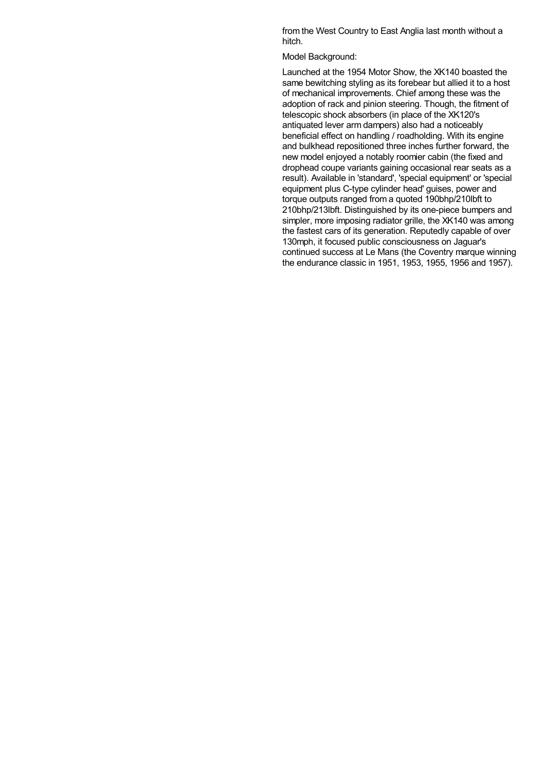from the West Country to East Anglia last month without a hitch.

Model Background:

Launched at the 1954 Motor Show, the XK140 boasted the same bewitching styling as its forebear but allied it to a host of mechanical improvements. Chief among these was the adoption of rack and pinion steering. Though, the fitment of telescopic shock absorbers (in place of the XK120's antiquated lever arm dampers) also had a noticeably beneficial effect on handling / roadholding. With its engine and bulkhead repositioned three inches further forward, the new model enjoyed a notably roomier cabin (the fixed and drophead coupe variants gaining occasional rear seats as a result). Available in 'standard', 'special equipment' or 'special equipment plus C-type cylinder head' guises, power and torque outputs ranged from a quoted 190bhp/210lbft to 210bhp/213lbft. Distinguished by its one-piece bumpers and simpler, more imposing radiator grille, the XK140 was among the fastest cars of its generation. Reputedly capable of over 130mph, it focused public consciousness on Jaguar's continued success at Le Mans (the Coventry marque winning the endurance classic in 1951, 1953, 1955, 1956 and 1957).